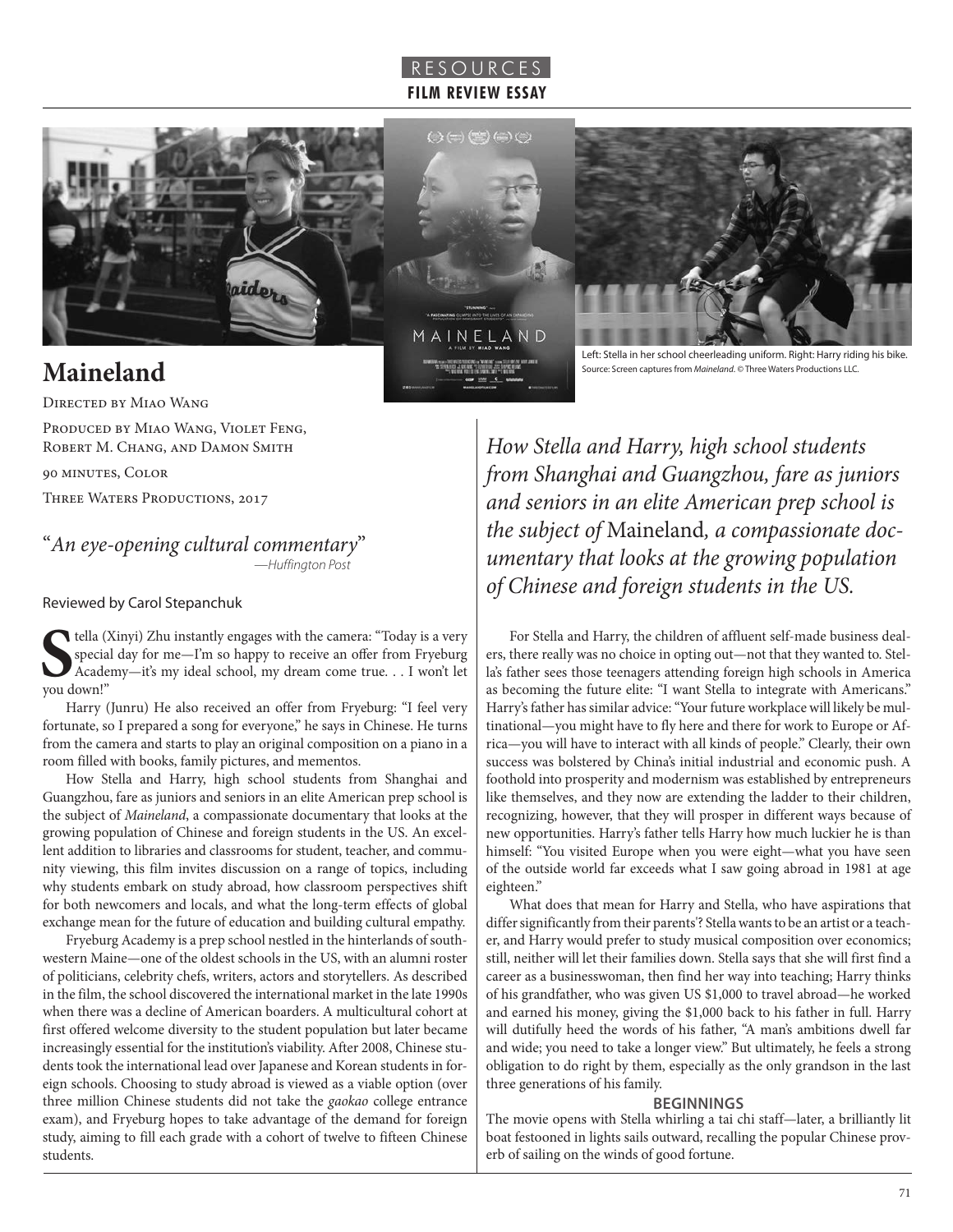RESOURCES
**FILM REVIEW ESSAY**

Left: Stella in her school cheerleading uniform. Right: Harry riding his bike.
Source: Screen captures from *Maineland*. © Three Waters Productions LLC.

# Maineland

Directed by Miao Wang

Produced by Miao Wang, Violet Feng, Robert M. Chang, and Damon Smith

90 minutes, Color

Three Waters Productions, 2017

"*An eye-opening cultural commentary*"
—*Huffington Post*

Reviewed by Carol Stepanchuk

*How Stella and Harry, high school students from Shanghai and Guangzhou, fare as juniors and seniors in an elite American prep school is the subject of* Maineland*, a compassionate documentary that looks at the growing population of Chinese and foreign students in the US.*

Stella (Xinyi) Zhu instantly engages with the camera: "Today is a very special day for me—I'm so happy to receive an offer from Fryeburg Academy—it's my ideal school, my dream come true. . . I won't let you down!"

Harry (Junru) He also received an offer from Fryeburg: "I feel very fortunate, so I prepared a song for everyone," he says in Chinese. He turns from the camera and starts to play an original composition on a piano in a room filled with books, family pictures, and mementos.

How Stella and Harry, high school students from Shanghai and Guangzhou, fare as juniors and seniors in an elite American prep school is the subject of *Maineland*, a compassionate documentary that looks at the growing population of Chinese and foreign students in the US. An excellent addition to libraries and classrooms for student, teacher, and community viewing, this film invites discussion on a range of topics, including why students embark on study abroad, how classroom perspectives shift for both newcomers and locals, and what the long-term effects of global exchange mean for the future of education and building cultural empathy.

Fryeburg Academy is a prep school nestled in the hinterlands of southwestern Maine—one of the oldest schools in the US, with an alumni roster of politicians, celebrity chefs, writers, actors and storytellers. As described in the film, the school discovered the international market in the late 1990s when there was a decline of American boarders. A multicultural cohort at first offered welcome diversity to the student population but later became increasingly essential for the institution's viability. After 2008, Chinese students took the international lead over Japanese and Korean students in foreign schools. Choosing to study abroad is viewed as a viable option (over three million Chinese students did not take the *gaokao* college entrance exam), and Fryeburg hopes to take advantage of the demand for foreign study, aiming to fill each grade with a cohort of twelve to fifteen Chinese students.

For Stella and Harry, the children of affluent self-made business dealers, there really was no choice in opting out—not that they wanted to. Stella's father sees those teenagers attending foreign high schools in America as becoming the future elite: "I want Stella to integrate with Americans." Harry's father has similar advice: "Your future workplace will likely be multinational—you might have to fly here and there for work to Europe or Africa—you will have to interact with all kinds of people." Clearly, their own success was bolstered by China's initial industrial and economic push. A foothold into prosperity and modernism was established by entrepreneurs like themselves, and they now are extending the ladder to their children, recognizing, however, that they will prosper in different ways because of new opportunities. Harry's father tells Harry how much luckier he is than himself: "You visited Europe when you were eight—what you have seen of the outside world far exceeds what I saw going abroad in 1981 at age eighteen."

What does that mean for Harry and Stella, who have aspirations that differ significantly from their parents'? Stella wants to be an artist or a teacher, and Harry would prefer to study musical composition over economics; still, neither will let their families down. Stella says that she will first find a career as a businesswoman, then find her way into teaching; Harry thinks of his grandfather, who was given US $1,000 to travel abroad—he worked and earned his money, giving the $1,000 back to his father in full. Harry will dutifully heed the words of his father, "A man's ambitions dwell far and wide; you need to take a longer view." But ultimately, he feels a strong obligation to do right by them, especially as the only grandson in the last three generations of his family.

## BEGINNINGS

The movie opens with Stella whirling a tai chi staff—later, a brilliantly lit boat festooned in lights sails outward, recalling the popular Chinese proverb of sailing on the winds of good fortune.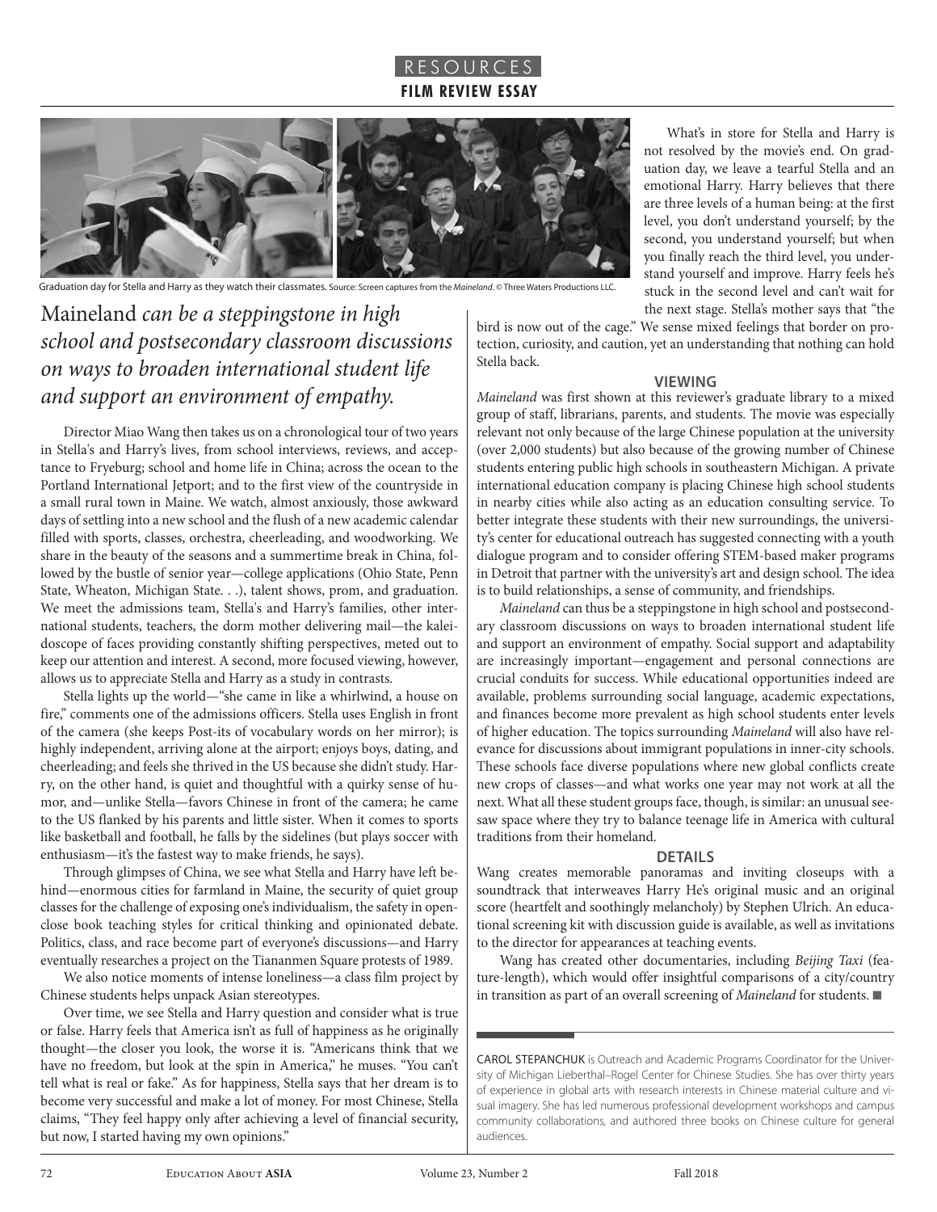Graduation day for Stella and Harry as they watch their classmates. Source: Screen captures from the *Maineland*. © Three Waters Productions LLC.

*Maineland can be a steppingstone in high school and postsecondary classroom discussions on ways to broaden international student life and support an environment of empathy.*

Director Miao Wang then takes us on a chronological tour of two years in Stella's and Harry's lives, from school interviews, reviews, and acceptance to Fryeburg; school and home life in China; across the ocean to the Portland International Jetport; and to the first view of the countryside in a small rural town in Maine. We watch, almost anxiously, those awkward days of settling into a new school and the flush of a new academic calendar filled with sports, classes, orchestra, cheerleading, and woodworking. We share in the beauty of the seasons and a summertime break in China, followed by the bustle of senior year—college applications (Ohio State, Penn State, Wheaton, Michigan State. . .), talent shows, prom, and graduation. We meet the admissions team, Stella's and Harry's families, other international students, teachers, the dorm mother delivering mail—the kaleidoscope of faces providing constantly shifting perspectives, meted out to keep our attention and interest. A second, more focused viewing, however, allows us to appreciate Stella and Harry as a study in contrasts.

Stella lights up the world—"she came in like a whirlwind, a house on fire," comments one of the admissions officers. Stella uses English in front of the camera (she keeps Post-its of vocabulary words on her mirror); is highly independent, arriving alone at the airport; enjoys boys, dating, and cheerleading; and feels she thrived in the US because she didn't study. Harry, on the other hand, is quiet and thoughtful with a quirky sense of humor, and—unlike Stella—favors Chinese in front of the camera; he came to the US flanked by his parents and little sister. When it comes to sports like basketball and football, he falls by the sidelines (but plays soccer with enthusiasm—it's the fastest way to make friends, he says).

Through glimpses of China, we see what Stella and Harry have left behind—enormous cities for farmland in Maine, the security of quiet group classes for the challenge of exposing one's individualism, the safety in open-close book teaching styles for critical thinking and opinionated debate. Politics, class, and race become part of everyone's discussions—and Harry eventually researches a project on the Tiananmen Square protests of 1989.

We also notice moments of intense loneliness—a class film project by Chinese students helps unpack Asian stereotypes.

Over time, we see Stella and Harry question and consider what is true or false. Harry feels that America isn't as full of happiness as he originally thought—the closer you look, the worse it is. "Americans think that we have no freedom, but look at the spin in America," he muses. "You can't tell what is real or fake." As for happiness, Stella says that her dream is to become very successful and make a lot of money. For most Chinese, Stella claims, "They feel happy only after achieving a level of financial security, but now, I started having my own opinions."

What's in store for Stella and Harry is not resolved by the movie's end. On graduation day, we leave a tearful Stella and an emotional Harry. Harry believes that there are three levels of a human being: at the first level, you don't understand yourself; by the second, you understand yourself; but when you finally reach the third level, you understand yourself and improve. Harry feels he's stuck in the second level and can't wait for the next stage. Stella's mother says that "the bird is now out of the cage." We sense mixed feelings that border on protection, curiosity, and caution, yet an understanding that nothing can hold Stella back.

## VIEWING

*Maineland* was first shown at this reviewer's graduate library to a mixed group of staff, librarians, parents, and students. The movie was especially relevant not only because of the large Chinese population at the university (over 2,000 students) but also because of the growing number of Chinese students entering public high schools in southeastern Michigan. A private international education company is placing Chinese high school students in nearby cities while also acting as an education consulting service. To better integrate these students with their new surroundings, the university's center for educational outreach has suggested connecting with a youth dialogue program and to consider offering STEM-based maker programs in Detroit that partner with the university's art and design school. The idea is to build relationships, a sense of community, and friendships.

*Maineland* can thus be a steppingstone in high school and postsecondary classroom discussions on ways to broaden international student life and support an environment of empathy. Social support and adaptability are increasingly important—engagement and personal connections are crucial conduits for success. While educational opportunities indeed are available, problems surrounding social language, academic expectations, and finances become more prevalent as high school students enter levels of higher education. The topics surrounding *Maineland* will also have relevance for discussions about immigrant populations in inner-city schools. These schools face diverse populations where new global conflicts create new crops of classes—and what works one year may not work at all the next. What all these student groups face, though, is similar: an unusual seesaw space where they try to balance teenage life in America with cultural traditions from their homeland.

## DETAILS

Wang creates memorable panoramas and inviting closeups with a soundtrack that interweaves Harry He's original music and an original score (heartfelt and soothingly melancholy) by Stephen Ulrich. An educational screening kit with discussion guide is available, as well as invitations to the director for appearances at teaching events.

Wang has created other documentaries, including *Beijing Taxi* (feature-length), which would offer insightful comparisons of a city/country in transition as part of an overall screening of *Maineland* for students. ■

---

CAROL STEPANCHUK is Outreach and Academic Programs Coordinator for the University of Michigan Lieberthal–Rogel Center for Chinese Studies. She has over thirty years of experience in global arts with research interests in Chinese material culture and visual imagery. She has led numerous professional development workshops and campus community collaborations, and authored three books on Chinese culture for general audiences.